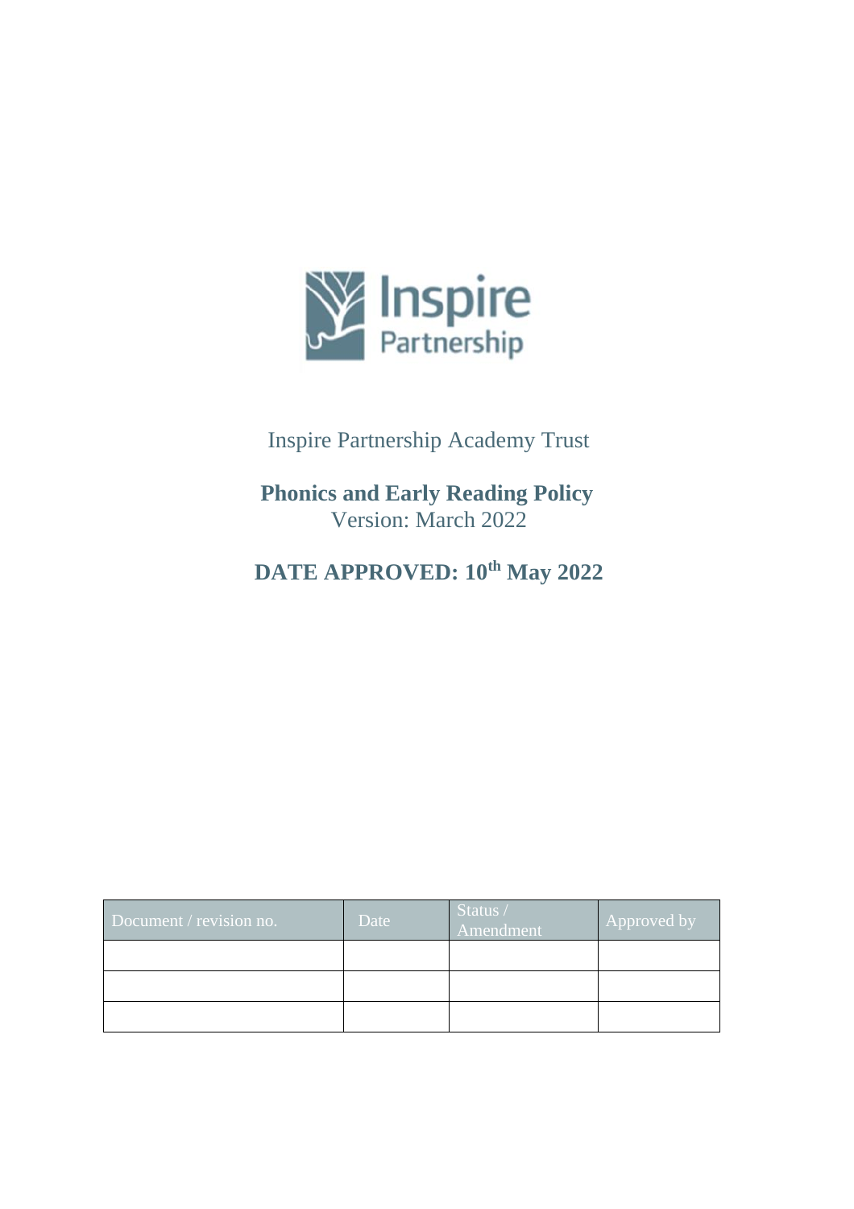Inspire Partnership Academy Trust

# Phonics and Early Reading Policy

Version: March 2022

## DATE APPROVED: 10th May 2022

| Document / revision no. | Date | Status / Amendment | Approved by |
|---|---|---|---|
| | | | |
| | | | |
| | | | |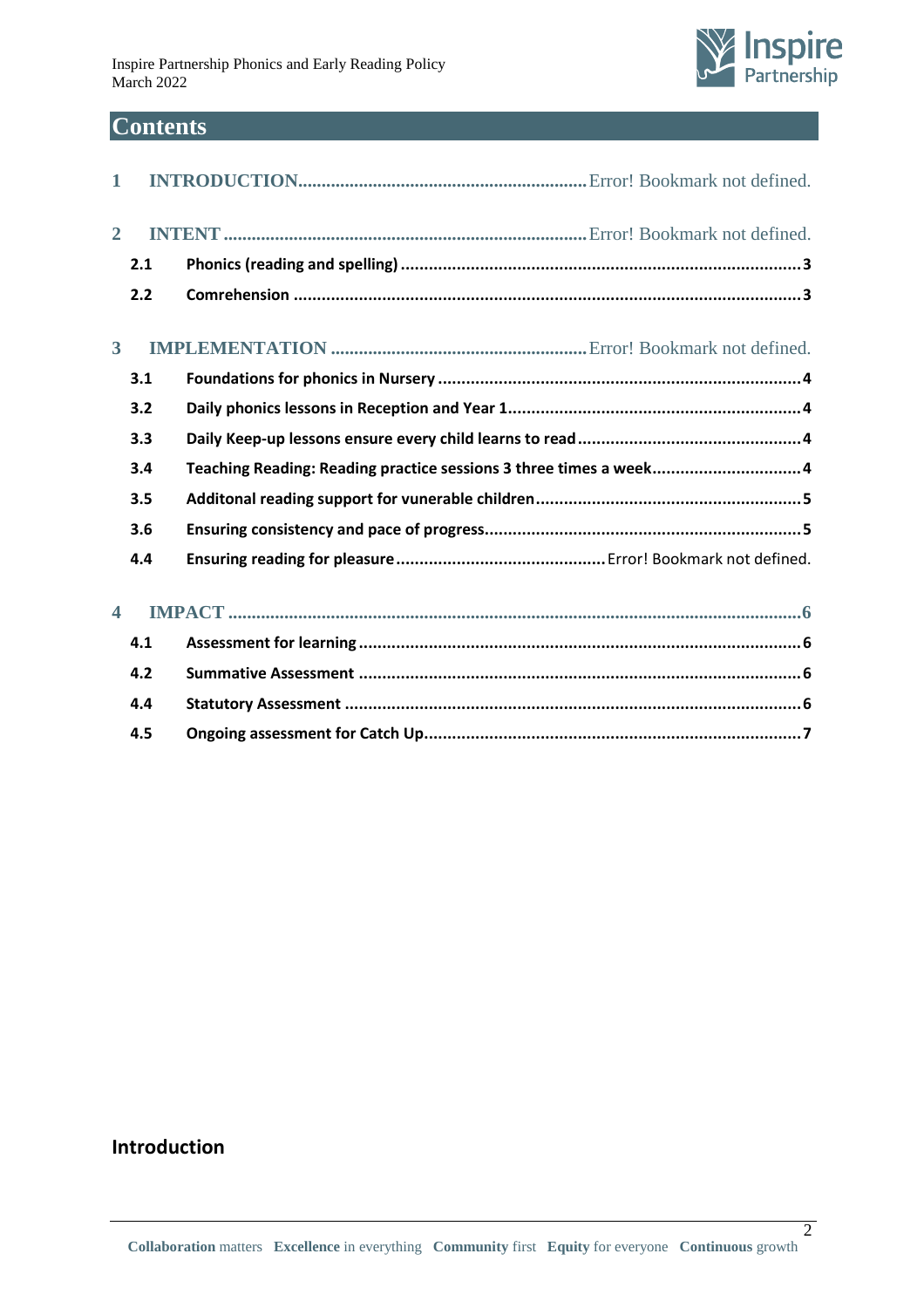## Contents

| | | |
|---|---|---|
| **1** | **INTRODUCTION** | Error! Bookmark not defined. |
| **2** | **INTENT** | Error! Bookmark not defined. |
| 2.1 | Phonics (reading and spelling) | 3 |
| 2.2 | Comrehension | 3 |
| **3** | **IMPLEMENTATION** | Error! Bookmark not defined. |
| 3.1 | Foundations for phonics in Nursery | 4 |
| 3.2 | Daily phonics lessons in Reception and Year 1 | 4 |
| 3.3 | Daily Keep-up lessons ensure every child learns to read | 4 |
| 3.4 | Teaching Reading: Reading practice sessions 3 three times a week | 4 |
| 3.5 | Additonal reading support for vunerable children | 5 |
| 3.6 | Ensuring consistency and pace of progress | 5 |
| 4.4 | Ensuring reading for pleasure | Error! Bookmark not defined. |
| **4** | **IMPACT** | 6 |
| 4.1 | Assessment for learning | 6 |
| 4.2 | Summative Assessment | 6 |
| 4.4 | Statutory Assessment | 6 |
| 4.5 | Ongoing assessment for Catch Up | 7 |

## Introduction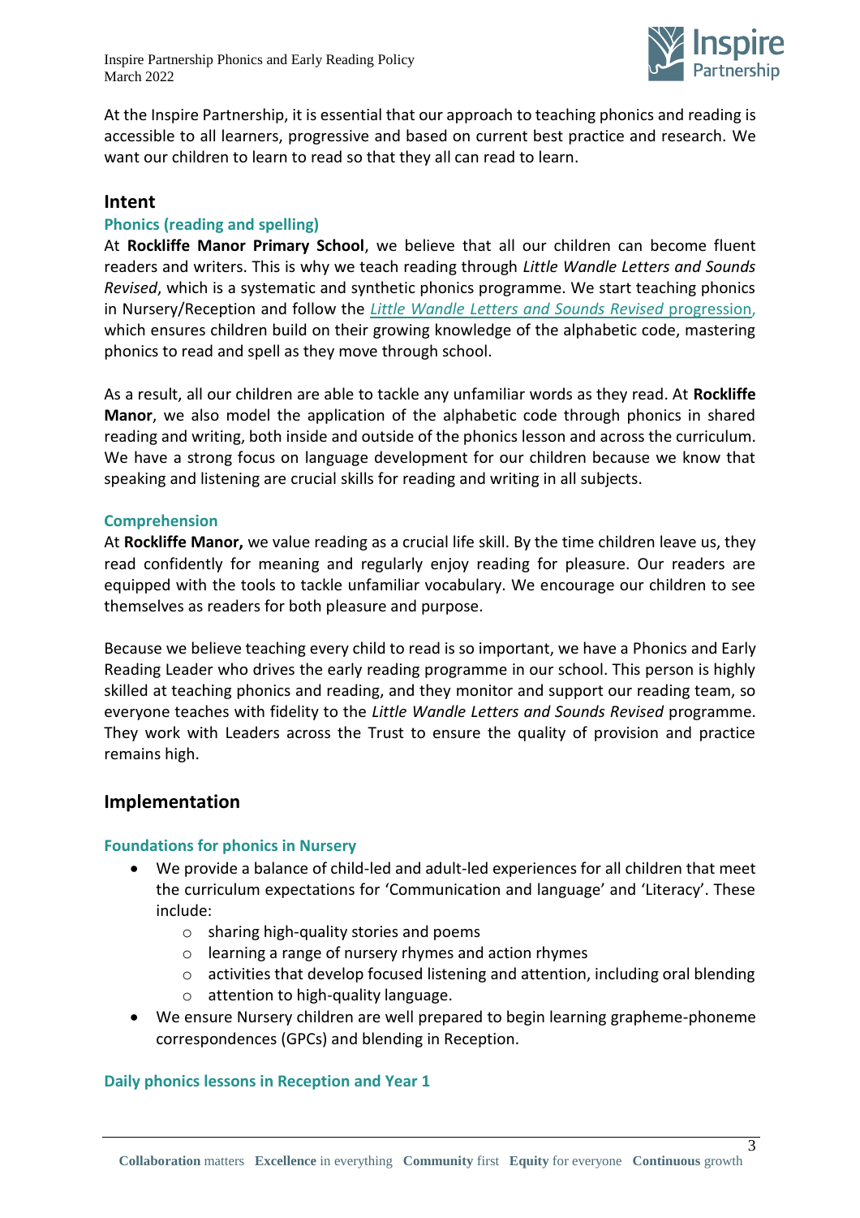At the Inspire Partnership, it is essential that our approach to teaching phonics and reading is accessible to all learners, progressive and based on current best practice and research. We want our children to learn to read so that they all can read to learn.

## Intent

### Phonics (reading and spelling)

At **Rockliffe Manor Primary School**, we believe that all our children can become fluent readers and writers. This is why we teach reading through *Little Wandle Letters and Sounds Revised*, which is a systematic and synthetic phonics programme. We start teaching phonics in Nursery/Reception and follow the [*Little Wandle Letters and Sounds Revised* progression](), which ensures children build on their growing knowledge of the alphabetic code, mastering phonics to read and spell as they move through school.

As a result, all our children are able to tackle any unfamiliar words as they read. At **Rockliffe Manor**, we also model the application of the alphabetic code through phonics in shared reading and writing, both inside and outside of the phonics lesson and across the curriculum. We have a strong focus on language development for our children because we know that speaking and listening are crucial skills for reading and writing in all subjects.

### Comprehension

At **Rockliffe Manor,** we value reading as a crucial life skill. By the time children leave us, they read confidently for meaning and regularly enjoy reading for pleasure. Our readers are equipped with the tools to tackle unfamiliar vocabulary. We encourage our children to see themselves as readers for both pleasure and purpose.

Because we believe teaching every child to read is so important, we have a Phonics and Early Reading Leader who drives the early reading programme in our school. This person is highly skilled at teaching phonics and reading, and they monitor and support our reading team, so everyone teaches with fidelity to the *Little Wandle Letters and Sounds Revised* programme. They work with Leaders across the Trust to ensure the quality of provision and practice remains high.

## Implementation

### Foundations for phonics in Nursery

- We provide a balance of child-led and adult-led experiences for all children that meet the curriculum expectations for 'Communication and language' and 'Literacy'. These include:
  - sharing high-quality stories and poems
  - learning a range of nursery rhymes and action rhymes
  - activities that develop focused listening and attention, including oral blending
  - attention to high-quality language.
- We ensure Nursery children are well prepared to begin learning grapheme-phoneme correspondences (GPCs) and blending in Reception.

### Daily phonics lessons in Reception and Year 1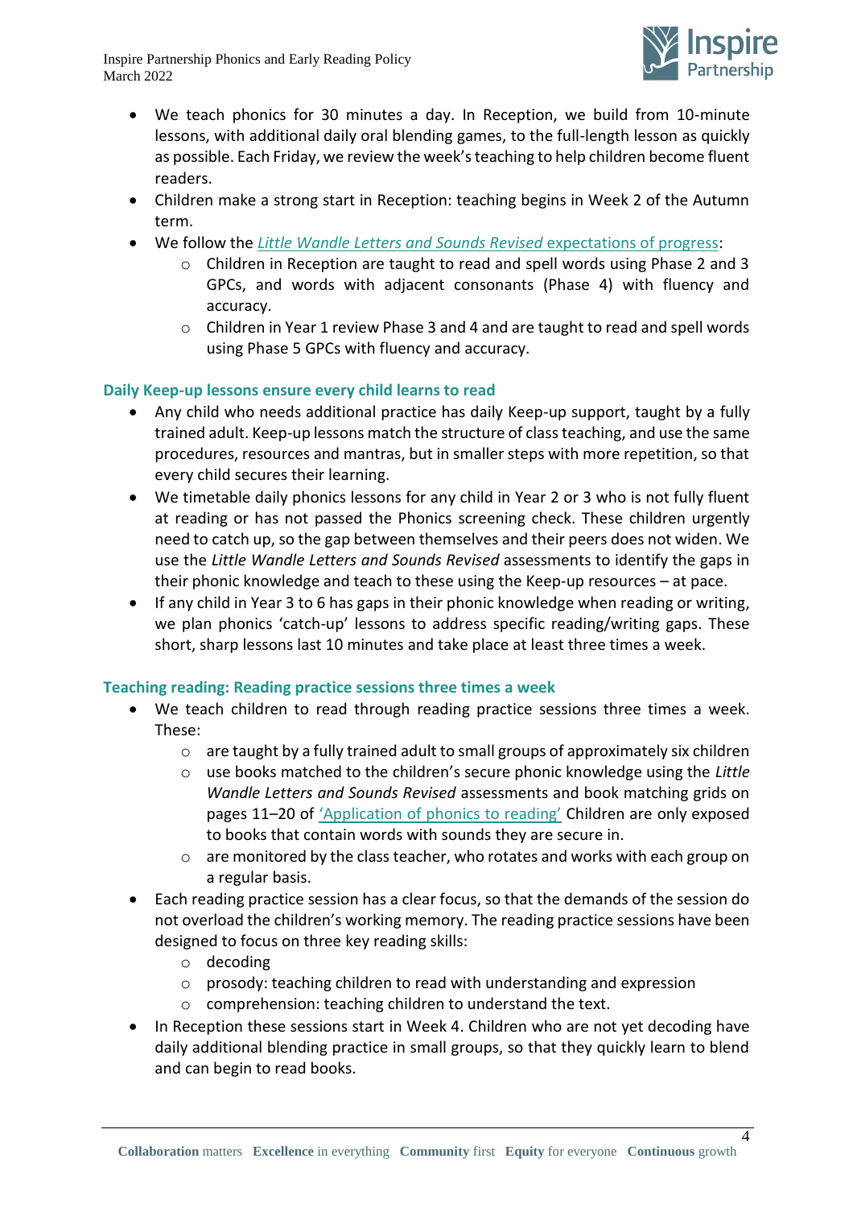- We teach phonics for 30 minutes a day. In Reception, we build from 10-minute lessons, with additional daily oral blending games, to the full-length lesson as quickly as possible. Each Friday, we review the week's teaching to help children become fluent readers.
- Children make a strong start in Reception: teaching begins in Week 2 of the Autumn term.
- We follow the *Little Wandle Letters and Sounds Revised* expectations of progress:
  - Children in Reception are taught to read and spell words using Phase 2 and 3 GPCs, and words with adjacent consonants (Phase 4) with fluency and accuracy.
  - Children in Year 1 review Phase 3 and 4 and are taught to read and spell words using Phase 5 GPCs with fluency and accuracy.

### Daily Keep-up lessons ensure every child learns to read

- Any child who needs additional practice has daily Keep-up support, taught by a fully trained adult. Keep-up lessons match the structure of class teaching, and use the same procedures, resources and mantras, but in smaller steps with more repetition, so that every child secures their learning.
- We timetable daily phonics lessons for any child in Year 2 or 3 who is not fully fluent at reading or has not passed the Phonics screening check. These children urgently need to catch up, so the gap between themselves and their peers does not widen. We use the *Little Wandle Letters and Sounds Revised* assessments to identify the gaps in their phonic knowledge and teach to these using the Keep-up resources – at pace.
- If any child in Year 3 to 6 has gaps in their phonic knowledge when reading or writing, we plan phonics 'catch-up' lessons to address specific reading/writing gaps. These short, sharp lessons last 10 minutes and take place at least three times a week.

### Teaching reading: Reading practice sessions three times a week

- We teach children to read through reading practice sessions three times a week. These:
  - are taught by a fully trained adult to small groups of approximately six children
  - use books matched to the children's secure phonic knowledge using the *Little Wandle Letters and Sounds Revised* assessments and book matching grids on pages 11–20 of 'Application of phonics to reading' Children are only exposed to books that contain words with sounds they are secure in.
  - are monitored by the class teacher, who rotates and works with each group on a regular basis.
- Each reading practice session has a clear focus, so that the demands of the session do not overload the children's working memory. The reading practice sessions have been designed to focus on three key reading skills:
  - decoding
  - prosody: teaching children to read with understanding and expression
  - comprehension: teaching children to understand the text.
- In Reception these sessions start in Week 4. Children who are not yet decoding have daily additional blending practice in small groups, so that they quickly learn to blend and can begin to read books.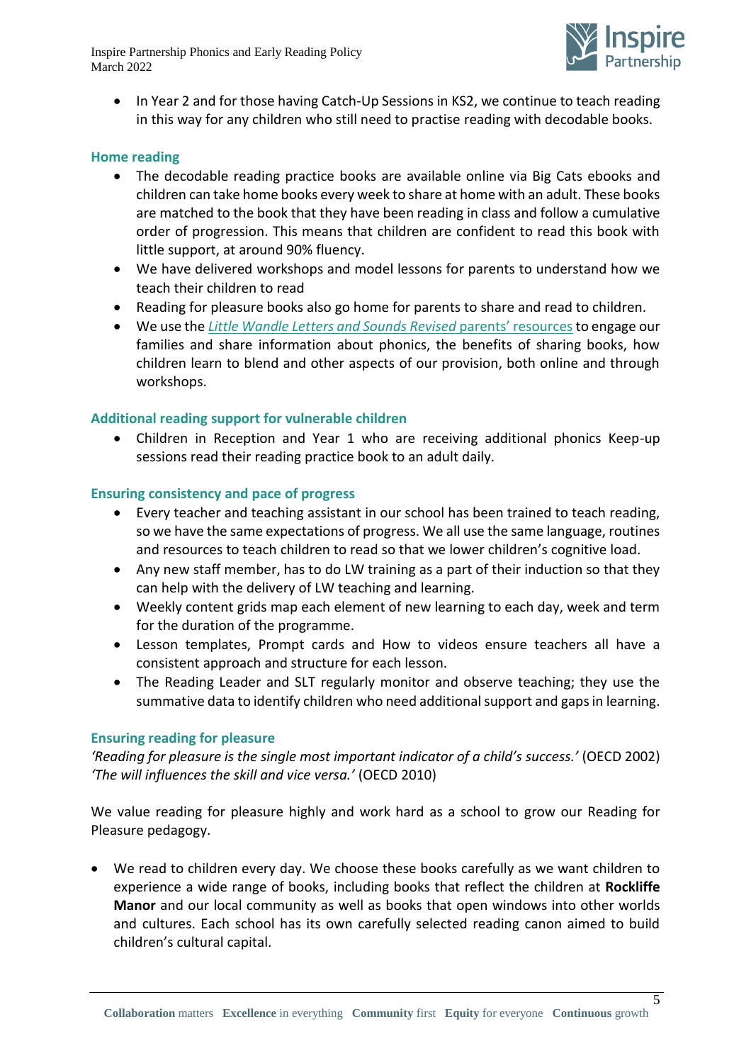- In Year 2 and for those having Catch-Up Sessions in KS2, we continue to teach reading in this way for any children who still need to practise reading with decodable books.

### Home reading

- The decodable reading practice books are available online via Big Cats ebooks and children can take home books every week to share at home with an adult. These books are matched to the book that they have been reading in class and follow a cumulative order of progression. This means that children are confident to read this book with little support, at around 90% fluency.
- We have delivered workshops and model lessons for parents to understand how we teach their children to read
- Reading for pleasure books also go home for parents to share and read to children.
- We use the *Little Wandle Letters and Sounds Revised* parents' resources to engage our families and share information about phonics, the benefits of sharing books, how children learn to blend and other aspects of our provision, both online and through workshops.

### Additional reading support for vulnerable children

- Children in Reception and Year 1 who are receiving additional phonics Keep-up sessions read their reading practice book to an adult daily.

### Ensuring consistency and pace of progress

- Every teacher and teaching assistant in our school has been trained to teach reading, so we have the same expectations of progress. We all use the same language, routines and resources to teach children to read so that we lower children's cognitive load.
- Any new staff member, has to do LW training as a part of their induction so that they can help with the delivery of LW teaching and learning.
- Weekly content grids map each element of new learning to each day, week and term for the duration of the programme.
- Lesson templates, Prompt cards and How to videos ensure teachers all have a consistent approach and structure for each lesson.
- The Reading Leader and SLT regularly monitor and observe teaching; they use the summative data to identify children who need additional support and gaps in learning.

### Ensuring reading for pleasure

*'Reading for pleasure is the single most important indicator of a child's success.'* (OECD 2002)
*'The will influences the skill and vice versa.'* (OECD 2010)

We value reading for pleasure highly and work hard as a school to grow our Reading for Pleasure pedagogy.

- We read to children every day. We choose these books carefully as we want children to experience a wide range of books, including books that reflect the children at **Rockliffe Manor** and our local community as well as books that open windows into other worlds and cultures. Each school has its own carefully selected reading canon aimed to build children's cultural capital.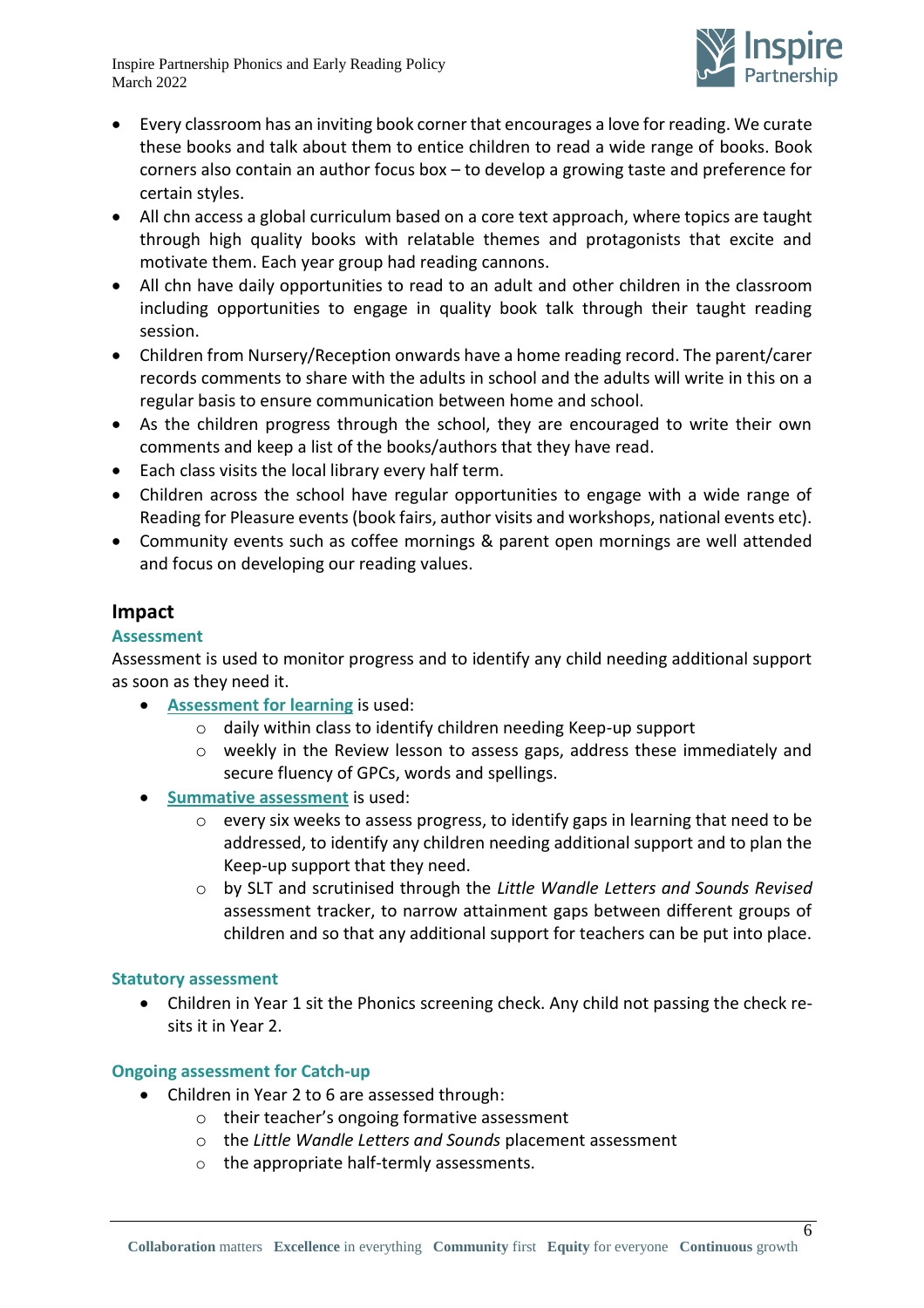- Every classroom has an inviting book corner that encourages a love for reading. We curate these books and talk about them to entice children to read a wide range of books. Book corners also contain an author focus box – to develop a growing taste and preference for certain styles.
- All chn access a global curriculum based on a core text approach, where topics are taught through high quality books with relatable themes and protagonists that excite and motivate them. Each year group had reading cannons.
- All chn have daily opportunities to read to an adult and other children in the classroom including opportunities to engage in quality book talk through their taught reading session.
- Children from Nursery/Reception onwards have a home reading record. The parent/carer records comments to share with the adults in school and the adults will write in this on a regular basis to ensure communication between home and school.
- As the children progress through the school, they are encouraged to write their own comments and keep a list of the books/authors that they have read.
- Each class visits the local library every half term.
- Children across the school have regular opportunities to engage with a wide range of Reading for Pleasure events (book fairs, author visits and workshops, national events etc).
- Community events such as coffee mornings & parent open mornings are well attended and focus on developing our reading values.

## Impact

### Assessment

Assessment is used to monitor progress and to identify any child needing additional support as soon as they need it.

- **Assessment for learning** is used:
  - daily within class to identify children needing Keep-up support
  - weekly in the Review lesson to assess gaps, address these immediately and secure fluency of GPCs, words and spellings.
- **Summative assessment** is used:
  - every six weeks to assess progress, to identify gaps in learning that need to be addressed, to identify any children needing additional support and to plan the Keep-up support that they need.
  - by SLT and scrutinised through the *Little Wandle Letters and Sounds Revised* assessment tracker, to narrow attainment gaps between different groups of children and so that any additional support for teachers can be put into place.

### Statutory assessment

- Children in Year 1 sit the Phonics screening check. Any child not passing the check re-sits it in Year 2.

### Ongoing assessment for Catch-up

- Children in Year 2 to 6 are assessed through:
  - their teacher's ongoing formative assessment
  - the *Little Wandle Letters and Sounds* placement assessment
  - the appropriate half-termly assessments.